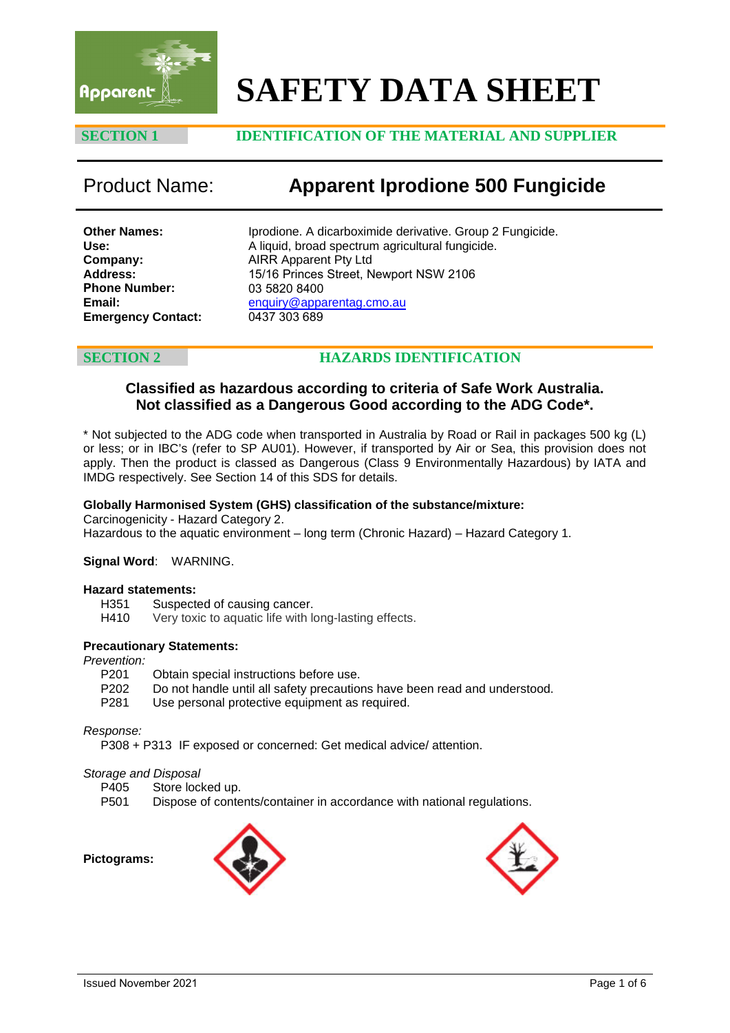# SAFETY DATA SHEET

## SECTION 1 IDENTIFICATION OF THE MATERIAL AND SUPPLIER

## Product Name: Apparent Iprodione 500 Fungicide

**Other Names:** Iprodione. A dicarboximide derivative. Group 2 Fungicide.
**Use:** A liquid, broad spectrum agricultural fungicide.
**Company:** AIRR Apparent Pty Ltd
**Address:** 15/16 Princes Street, Newport NSW 2106
**Phone Number:** 03 5820 8400
**Email:** enquiry@apparentag.cmo.au
**Emergency Contact:** 0437 303 689

## SECTION 2 HAZARDS IDENTIFICATION

**Classified as hazardous according to criteria of Safe Work Australia.**
**Not classified as a Dangerous Good according to the ADG Code*.**

* Not subjected to the ADG code when transported in Australia by Road or Rail in packages 500 kg (L) or less; or in IBC's (refer to SP AU01). However, if transported by Air or Sea, this provision does not apply. Then the product is classed as Dangerous (Class 9 Environmentally Hazardous) by IATA and IMDG respectively. See Section 14 of this SDS for details.

**Globally Harmonised System (GHS) classification of the substance/mixture:**
Carcinogenicity - Hazard Category 2.
Hazardous to the aquatic environment – long term (Chronic Hazard) – Hazard Category 1.

**Signal Word**: WARNING.

**Hazard statements:**
- H351 Suspected of causing cancer.
- H410 Very toxic to aquatic life with long-lasting effects.

**Precautionary Statements:**

*Prevention:*
- P201 Obtain special instructions before use.
- P202 Do not handle until all safety precautions have been read and understood.
- P281 Use personal protective equipment as required.

*Response:*
- P308 + P313 IF exposed or concerned: Get medical advice/ attention.

*Storage and Disposal*
- P405 Store locked up.
- P501 Dispose of contents/container in accordance with national regulations.

**Pictograms:**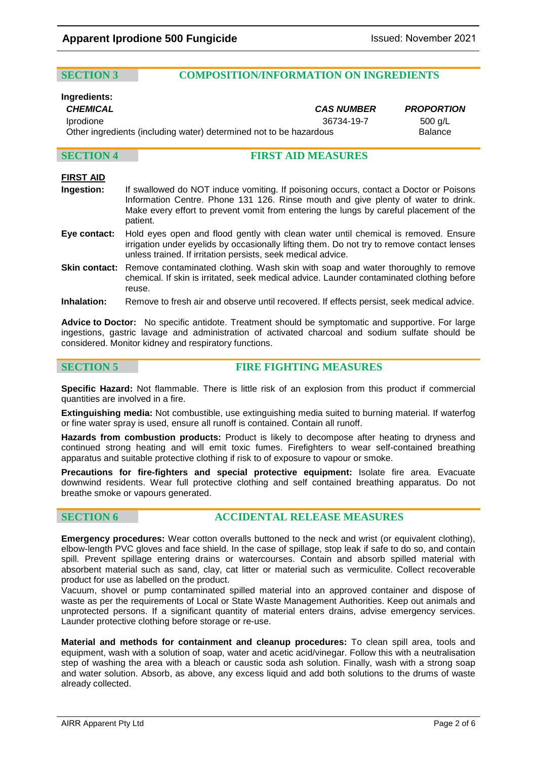## SECTION 3 COMPOSITION/INFORMATION ON INGREDIENTS

**Ingredients:**

| *CHEMICAL* | *CAS NUMBER* | *PROPORTION* |
|---|---|---|
| Iprodione | 36734-19-7 | 500 g/L |
| Other ingredients (including water) determined not to be hazardous | | Balance |

## SECTION 4 FIRST AID MEASURES

**FIRST AID**

**Ingestion:** If swallowed do NOT induce vomiting. If poisoning occurs, contact a Doctor or Poisons Information Centre. Phone 131 126. Rinse mouth and give plenty of water to drink. Make every effort to prevent vomit from entering the lungs by careful placement of the patient.

**Eye contact:** Hold eyes open and flood gently with clean water until chemical is removed. Ensure irrigation under eyelids by occasionally lifting them. Do not try to remove contact lenses unless trained. If irritation persists, seek medical advice.

**Skin contact:** Remove contaminated clothing. Wash skin with soap and water thoroughly to remove chemical. If skin is irritated, seek medical advice. Launder contaminated clothing before reuse.

**Inhalation:** Remove to fresh air and observe until recovered. If effects persist, seek medical advice.

**Advice to Doctor:** No specific antidote. Treatment should be symptomatic and supportive. For large ingestions, gastric lavage and administration of activated charcoal and sodium sulfate should be considered. Monitor kidney and respiratory functions.

## SECTION 5 FIRE FIGHTING MEASURES

**Specific Hazard:** Not flammable. There is little risk of an explosion from this product if commercial quantities are involved in a fire.

**Extinguishing media:** Not combustible, use extinguishing media suited to burning material. If waterfog or fine water spray is used, ensure all runoff is contained. Contain all runoff.

**Hazards from combustion products:** Product is likely to decompose after heating to dryness and continued strong heating and will emit toxic fumes. Firefighters to wear self-contained breathing apparatus and suitable protective clothing if risk to of exposure to vapour or smoke.

**Precautions for fire-fighters and special protective equipment:** Isolate fire area. Evacuate downwind residents. Wear full protective clothing and self contained breathing apparatus. Do not breathe smoke or vapours generated.

## SECTION 6 ACCIDENTAL RELEASE MEASURES

**Emergency procedures:** Wear cotton overalls buttoned to the neck and wrist (or equivalent clothing), elbow-length PVC gloves and face shield. In the case of spillage, stop leak if safe to do so, and contain spill. Prevent spillage entering drains or watercourses. Contain and absorb spilled material with absorbent material such as sand, clay, cat litter or material such as vermiculite. Collect recoverable product for use as labelled on the product.

Vacuum, shovel or pump contaminated spilled material into an approved container and dispose of waste as per the requirements of Local or State Waste Management Authorities. Keep out animals and unprotected persons. If a significant quantity of material enters drains, advise emergency services. Launder protective clothing before storage or re-use.

**Material and methods for containment and cleanup procedures:** To clean spill area, tools and equipment, wash with a solution of soap, water and acetic acid/vinegar. Follow this with a neutralisation step of washing the area with a bleach or caustic soda ash solution. Finally, wash with a strong soap and water solution. Absorb, as above, any excess liquid and add both solutions to the drums of waste already collected.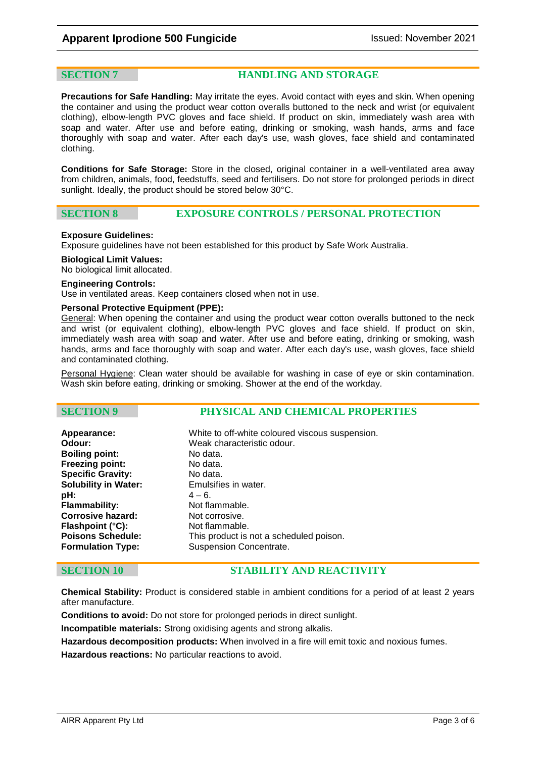## SECTION 7 HANDLING AND STORAGE

**Precautions for Safe Handling:** May irritate the eyes. Avoid contact with eyes and skin. When opening the container and using the product wear cotton overalls buttoned to the neck and wrist (or equivalent clothing), elbow-length PVC gloves and face shield. If product on skin, immediately wash area with soap and water. After use and before eating, drinking or smoking, wash hands, arms and face thoroughly with soap and water. After each day's use, wash gloves, face shield and contaminated clothing.

**Conditions for Safe Storage:** Store in the closed, original container in a well-ventilated area away from children, animals, food, feedstuffs, seed and fertilisers. Do not store for prolonged periods in direct sunlight. Ideally, the product should be stored below 30°C.

## SECTION 8 EXPOSURE CONTROLS / PERSONAL PROTECTION

**Exposure Guidelines:**
Exposure guidelines have not been established for this product by Safe Work Australia.

**Biological Limit Values:**
No biological limit allocated.

**Engineering Controls:**
Use in ventilated areas. Keep containers closed when not in use.

**Personal Protective Equipment (PPE):**
General: When opening the container and using the product wear cotton overalls buttoned to the neck and wrist (or equivalent clothing), elbow-length PVC gloves and face shield. If product on skin, immediately wash area with soap and water. After use and before eating, drinking or smoking, wash hands, arms and face thoroughly with soap and water. After each day's use, wash gloves, face shield and contaminated clothing.

Personal Hygiene: Clean water should be available for washing in case of eye or skin contamination. Wash skin before eating, drinking or smoking. Shower at the end of the workday.

## SECTION 9 PHYSICAL AND CHEMICAL PROPERTIES

| | |
|---|---|
| **Appearance:** | White to off-white coloured viscous suspension. |
| **Odour:** | Weak characteristic odour. |
| **Boiling point:** | No data. |
| **Freezing point:** | No data. |
| **Specific Gravity:** | No data. |
| **Solubility in Water:** | Emulsifies in water. |
| **pH:** | 4 – 6. |
| **Flammability:** | Not flammable. |
| **Corrosive hazard:** | Not corrosive. |
| **Flashpoint (°C):** | Not flammable. |
| **Poisons Schedule:** | This product is not a scheduled poison. |
| **Formulation Type:** | Suspension Concentrate. |

## SECTION 10 STABILITY AND REACTIVITY

**Chemical Stability:** Product is considered stable in ambient conditions for a period of at least 2 years after manufacture.

**Conditions to avoid:** Do not store for prolonged periods in direct sunlight.

**Incompatible materials:** Strong oxidising agents and strong alkalis.

**Hazardous decomposition products:** When involved in a fire will emit toxic and noxious fumes.

**Hazardous reactions:** No particular reactions to avoid.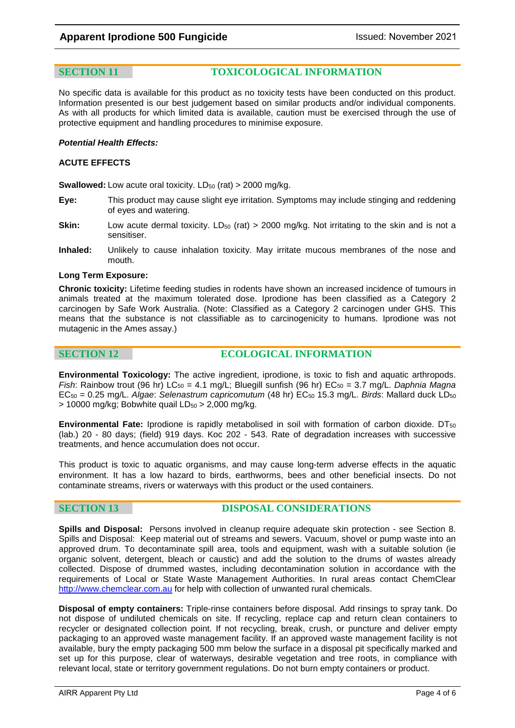## SECTION 11 TOXICOLOGICAL INFORMATION

No specific data is available for this product as no toxicity tests have been conducted on this product. Information presented is our best judgement based on similar products and/or individual components. As with all products for which limited data is available, caution must be exercised through the use of protective equipment and handling procedures to minimise exposure.

***Potential Health Effects:***

**ACUTE EFFECTS**

**Swallowed:** Low acute oral toxicity. $LD_{50}$ (rat) > 2000 mg/kg.

**Eye:** This product may cause slight eye irritation. Symptoms may include stinging and reddening of eyes and watering.

**Skin:** Low acute dermal toxicity. $LD_{50}$ (rat) > 2000 mg/kg. Not irritating to the skin and is not a sensitiser.

**Inhaled:** Unlikely to cause inhalation toxicity. May irritate mucous membranes of the nose and mouth.

**Long Term Exposure:**

**Chronic toxicity:** Lifetime feeding studies in rodents have shown an increased incidence of tumours in animals treated at the maximum tolerated dose. Iprodione has been classified as a Category 2 carcinogen by Safe Work Australia. (Note: Classified as a Category 2 carcinogen under GHS. This means that the substance is not classifiable as to carcinogenicity to humans. Iprodione was not mutagenic in the Ames assay.)

## SECTION 12 ECOLOGICAL INFORMATION

**Environmental Toxicology:** The active ingredient, iprodione, is toxic to fish and aquatic arthropods. *Fish*: Rainbow trout (96 hr) $LC_{50}$ = 4.1 mg/L; Bluegill sunfish (96 hr) $EC_{50}$ = 3.7 mg/L. *Daphnia Magna* $EC_{50}$ = 0.25 mg/L. *Algae*: *Selenastrum capricomutum* (48 hr) $EC_{50}$ 15.3 mg/L. *Birds*: Mallard duck $LD_{50}$ > 10000 mg/kg; Bobwhite quail $LD_{50}$ > 2,000 mg/kg.

**Environmental Fate:** Iprodione is rapidly metabolised in soil with formation of carbon dioxide. $DT_{50}$ (lab.) 20 - 80 days; (field) 919 days. Koc 202 - 543. Rate of degradation increases with successive treatments, and hence accumulation does not occur.

This product is toxic to aquatic organisms, and may cause long-term adverse effects in the aquatic environment. It has a low hazard to birds, earthworms, bees and other beneficial insects. Do not contaminate streams, rivers or waterways with this product or the used containers.

## SECTION 13 DISPOSAL CONSIDERATIONS

**Spills and Disposal:** Persons involved in cleanup require adequate skin protection - see Section 8. Spills and Disposal: Keep material out of streams and sewers. Vacuum, shovel or pump waste into an approved drum. To decontaminate spill area, tools and equipment, wash with a suitable solution (ie organic solvent, detergent, bleach or caustic) and add the solution to the drums of wastes already collected. Dispose of drummed wastes, including decontamination solution in accordance with the requirements of Local or State Waste Management Authorities. In rural areas contact ChemClear http://www.chemclear.com.au for help with collection of unwanted rural chemicals.

**Disposal of empty containers:** Triple-rinse containers before disposal. Add rinsings to spray tank. Do not dispose of undiluted chemicals on site. If recycling, replace cap and return clean containers to recycler or designated collection point. If not recycling, break, crush, or puncture and deliver empty packaging to an approved waste management facility. If an approved waste management facility is not available, bury the empty packaging 500 mm below the surface in a disposal pit specifically marked and set up for this purpose, clear of waterways, desirable vegetation and tree roots, in compliance with relevant local, state or territory government regulations. Do not burn empty containers or product.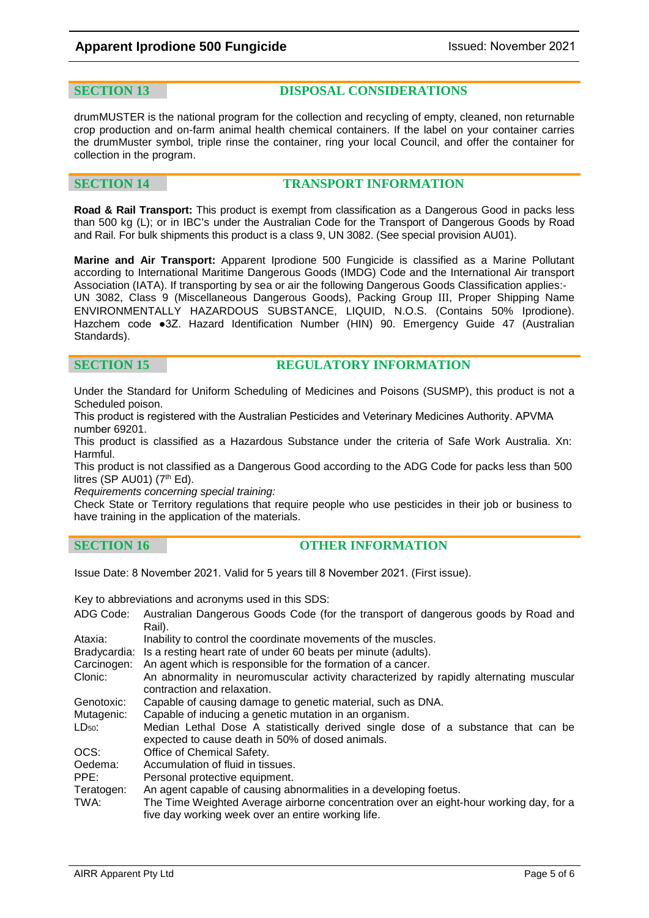## SECTION 13 DISPOSAL CONSIDERATIONS

drumMUSTER is the national program for the collection and recycling of empty, cleaned, non returnable crop production and on-farm animal health chemical containers. If the label on your container carries the drumMuster symbol, triple rinse the container, ring your local Council, and offer the container for collection in the program.

## SECTION 14 TRANSPORT INFORMATION

**Road & Rail Transport:** This product is exempt from classification as a Dangerous Good in packs less than 500 kg (L); or in IBC's under the Australian Code for the Transport of Dangerous Goods by Road and Rail. For bulk shipments this product is a class 9, UN 3082. (See special provision AU01).

**Marine and Air Transport:** Apparent Iprodione 500 Fungicide is classified as a Marine Pollutant according to International Maritime Dangerous Goods (IMDG) Code and the International Air transport Association (IATA). If transporting by sea or air the following Dangerous Goods Classification applies:- UN 3082, Class 9 (Miscellaneous Dangerous Goods), Packing Group III, Proper Shipping Name ENVIRONMENTALLY HAZARDOUS SUBSTANCE, LIQUID, N.O.S. (Contains 50% Iprodione). Hazchem code ●3Z. Hazard Identification Number (HIN) 90. Emergency Guide 47 (Australian Standards).

## SECTION 15 REGULATORY INFORMATION

Under the Standard for Uniform Scheduling of Medicines and Poisons (SUSMP), this product is not a Scheduled poison.

This product is registered with the Australian Pesticides and Veterinary Medicines Authority. APVMA number 69201.

This product is classified as a Hazardous Substance under the criteria of Safe Work Australia. Xn: Harmful.

This product is not classified as a Dangerous Good according to the ADG Code for packs less than 500 litres (SP AU01) (7th Ed).

*Requirements concerning special training:*

Check State or Territory regulations that require people who use pesticides in their job or business to have training in the application of the materials.

## SECTION 16 OTHER INFORMATION

Issue Date: 8 November 2021. Valid for 5 years till 8 November 2021. (First issue).

Key to abbreviations and acronyms used in this SDS:

| | |
|---|---|
| ADG Code: | Australian Dangerous Goods Code (for the transport of dangerous goods by Road and Rail). |
| Ataxia: | Inability to control the coordinate movements of the muscles. |
| Bradycardia: | Is a resting heart rate of under 60 beats per minute (adults). |
| Carcinogen: | An agent which is responsible for the formation of a cancer. |
| Clonic: | An abnormality in neuromuscular activity characterized by rapidly alternating muscular contraction and relaxation. |
| Genotoxic: | Capable of causing damage to genetic material, such as DNA. |
| Mutagenic: | Capable of inducing a genetic mutation in an organism. |
| $LD_{50}$: | Median Lethal Dose A statistically derived single dose of a substance that can be expected to cause death in 50% of dosed animals. |
| OCS: | Office of Chemical Safety. |
| Oedema: | Accumulation of fluid in tissues. |
| PPE: | Personal protective equipment. |
| Teratogen: | An agent capable of causing abnormalities in a developing foetus. |
| TWA: | The Time Weighted Average airborne concentration over an eight-hour working day, for a five day working week over an entire working life. |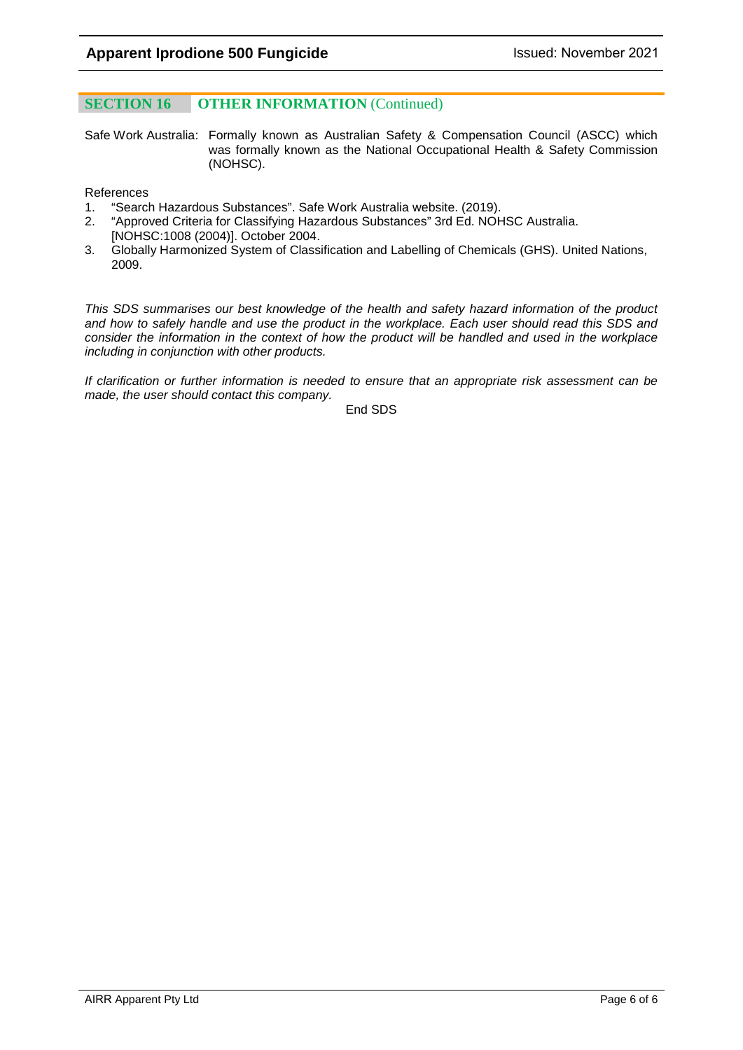## SECTION 16 OTHER INFORMATION (Continued)

Safe Work Australia: Formally known as Australian Safety & Compensation Council (ASCC) which was formally known as the National Occupational Health & Safety Commission (NOHSC).

References

1. "Search Hazardous Substances". Safe Work Australia website. (2019).
2. "Approved Criteria for Classifying Hazardous Substances" 3rd Ed. NOHSC Australia. [NOHSC:1008 (2004)]. October 2004.
3. Globally Harmonized System of Classification and Labelling of Chemicals (GHS). United Nations, 2009.

*This SDS summarises our best knowledge of the health and safety hazard information of the product and how to safely handle and use the product in the workplace. Each user should read this SDS and consider the information in the context of how the product will be handled and used in the workplace including in conjunction with other products.*

*If clarification or further information is needed to ensure that an appropriate risk assessment can be made, the user should contact this company.*

End SDS